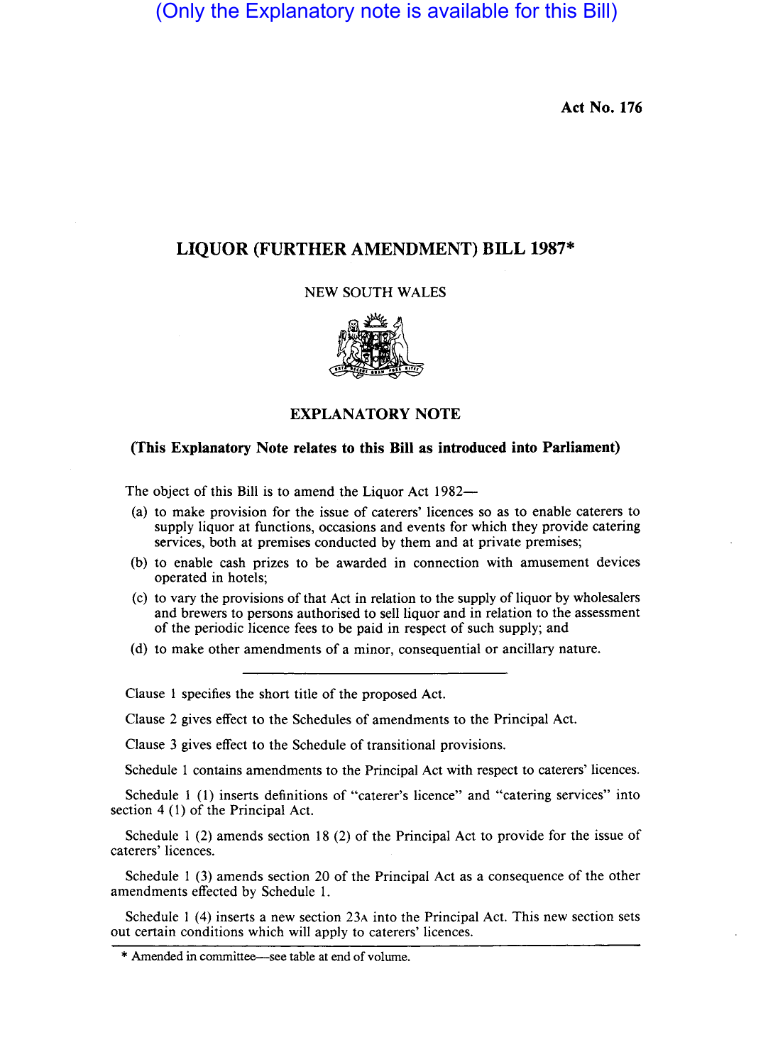(Only the Explanatory note is available for this Bill)

**Act No. 176**

# LIQUOR (FURTHER AMENDMENT) BILL 1987*

NEW SOUTH WALES

## EXPLANATORY NOTE

**(This Explanatory Note relates to this Bill as introduced into Parliament)**

The object of this Bill is to amend the Liquor Act 1982—

(a) to make provision for the issue of caterers' licences so as to enable caterers to supply liquor at functions, occasions and events for which they provide catering services, both at premises conducted by them and at private premises;

(b) to enable cash prizes to be awarded in connection with amusement devices operated in hotels;

(c) to vary the provisions of that Act in relation to the supply of liquor by wholesalers and brewers to persons authorised to sell liquor and in relation to the assessment of the periodic licence fees to be paid in respect of such supply; and

(d) to make other amendments of a minor, consequential or ancillary nature.

---

Clause 1 specifies the short title of the proposed Act.

Clause 2 gives effect to the Schedules of amendments to the Principal Act.

Clause 3 gives effect to the Schedule of transitional provisions.

Schedule 1 contains amendments to the Principal Act with respect to caterers' licences.

Schedule 1 (1) inserts definitions of "caterer's licence" and "catering services" into section 4 (1) of the Principal Act.

Schedule 1 (2) amends section 18 (2) of the Principal Act to provide for the issue of caterers' licences.

Schedule 1 (3) amends section 20 of the Principal Act as a consequence of the other amendments effected by Schedule 1.

Schedule 1 (4) inserts a new section 23A into the Principal Act. This new section sets out certain conditions which will apply to caterers' licences.

---

\* Amended in committee—see table at end of volume.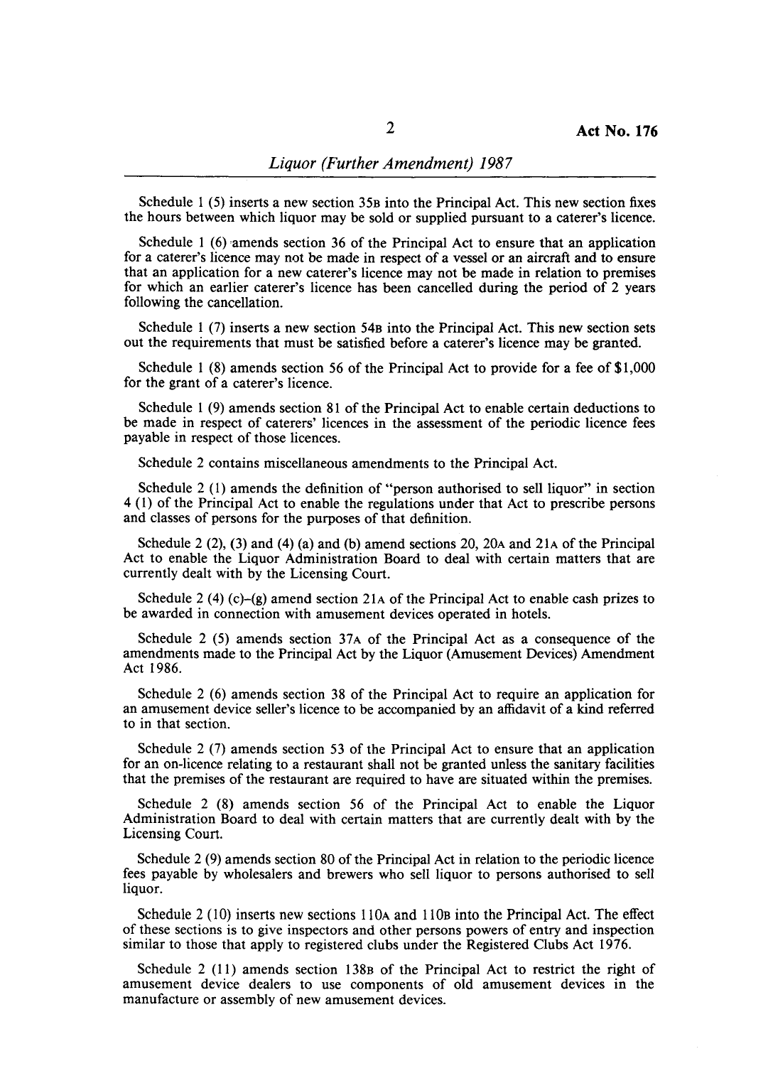Schedule 1 (5) inserts a new section 35B into the Principal Act. This new section fixes the hours between which liquor may be sold or supplied pursuant to a caterer's licence.

Schedule 1 (6) amends section 36 of the Principal Act to ensure that an application for a caterer's licence may not be made in respect of a vessel or an aircraft and to ensure that an application for a new caterer's licence may not be made in relation to premises for which an earlier caterer's licence has been cancelled during the period of 2 years following the cancellation.

Schedule 1 (7) inserts a new section 54B into the Principal Act. This new section sets out the requirements that must be satisfied before a caterer's licence may be granted.

Schedule 1 (8) amends section 56 of the Principal Act to provide for a fee of $1,000 for the grant of a caterer's licence.

Schedule 1 (9) amends section 81 of the Principal Act to enable certain deductions to be made in respect of caterers' licences in the assessment of the periodic licence fees payable in respect of those licences.

Schedule 2 contains miscellaneous amendments to the Principal Act.

Schedule 2 (1) amends the definition of "person authorised to sell liquor" in section 4 (1) of the Principal Act to enable the regulations under that Act to prescribe persons and classes of persons for the purposes of that definition.

Schedule 2 (2), (3) and (4) (a) and (b) amend sections 20, 20A and 21A of the Principal Act to enable the Liquor Administration Board to deal with certain matters that are currently dealt with by the Licensing Court.

Schedule 2 (4) (c)–(g) amend section 21A of the Principal Act to enable cash prizes to be awarded in connection with amusement devices operated in hotels.

Schedule 2 (5) amends section 37A of the Principal Act as a consequence of the amendments made to the Principal Act by the Liquor (Amusement Devices) Amendment Act 1986.

Schedule 2 (6) amends section 38 of the Principal Act to require an application for an amusement device seller's licence to be accompanied by an affidavit of a kind referred to in that section.

Schedule 2 (7) amends section 53 of the Principal Act to ensure that an application for an on-licence relating to a restaurant shall not be granted unless the sanitary facilities that the premises of the restaurant are required to have are situated within the premises.

Schedule 2 (8) amends section 56 of the Principal Act to enable the Liquor Administration Board to deal with certain matters that are currently dealt with by the Licensing Court.

Schedule 2 (9) amends section 80 of the Principal Act in relation to the periodic licence fees payable by wholesalers and brewers who sell liquor to persons authorised to sell liquor.

Schedule 2 (10) inserts new sections 110A and 110B into the Principal Act. The effect of these sections is to give inspectors and other persons powers of entry and inspection similar to those that apply to registered clubs under the Registered Clubs Act 1976.

Schedule 2 (11) amends section 138B of the Principal Act to restrict the right of amusement device dealers to use components of old amusement devices in the manufacture or assembly of new amusement devices.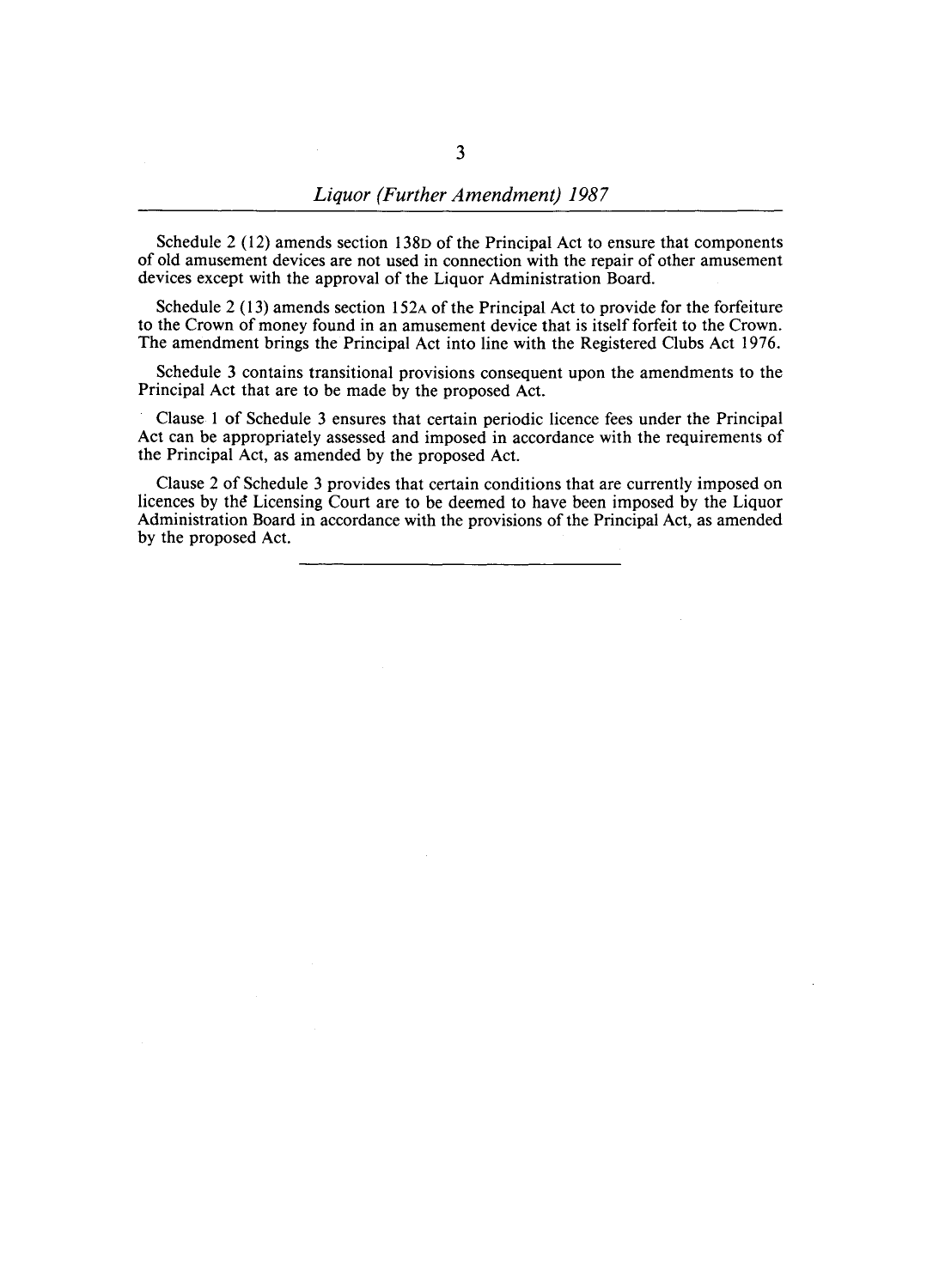Schedule 2 (12) amends section 138D of the Principal Act to ensure that components of old amusement devices are not used in connection with the repair of other amusement devices except with the approval of the Liquor Administration Board.

Schedule 2 (13) amends section 152A of the Principal Act to provide for the forfeiture to the Crown of money found in an amusement device that is itself forfeit to the Crown. The amendment brings the Principal Act into line with the Registered Clubs Act 1976.

Schedule 3 contains transitional provisions consequent upon the amendments to the Principal Act that are to be made by the proposed Act.

Clause 1 of Schedule 3 ensures that certain periodic licence fees under the Principal Act can be appropriately assessed and imposed in accordance with the requirements of the Principal Act, as amended by the proposed Act.

Clause 2 of Schedule 3 provides that certain conditions that are currently imposed on licences by the Licensing Court are to be deemed to have been imposed by the Liquor Administration Board in accordance with the provisions of the Principal Act, as amended by the proposed Act.